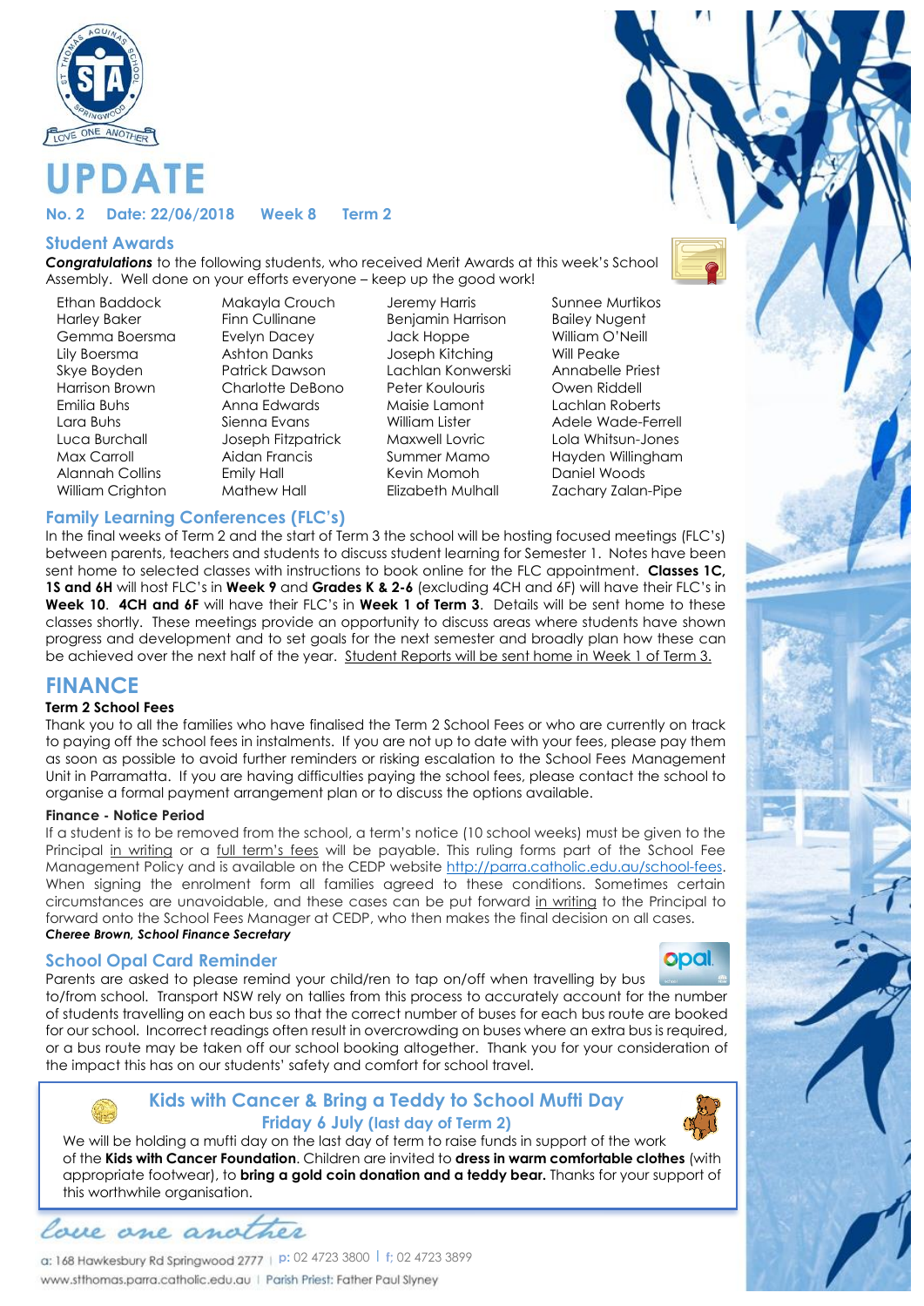# UPDATE

**No. 2 Date: 22/06/2018 Week 8 Term 2**

## Student Awards

***Congratulations*** to the following students, who received Merit Awards at this week's School Assembly. Well done on your efforts everyone – keep up the good work!

| | | | |
|---|---|---|---|
| Ethan Baddock | Makayla Crouch | Jeremy Harris | Sunnee Murtikos |
| Harley Baker | Finn Cullinane | Benjamin Harrison | Bailey Nugent |
| Gemma Boersma | Evelyn Dacey | Jack Hoppe | William O'Neill |
| Lily Boersma | Ashton Danks | Joseph Kitching | Will Peake |
| Skye Boyden | Patrick Dawson | Lachlan Konwerski | Annabelle Priest |
| Harrison Brown | Charlotte DeBono | Peter Koulouris | Owen Riddell |
| Emilia Buhs | Anna Edwards | Maisie Lamont | Lachlan Roberts |
| Lara Buhs | Sienna Evans | William Lister | Adele Wade-Ferrell |
| Luca Burchall | Joseph Fitzpatrick | Maxwell Lovric | Lola Whitsun-Jones |
| Max Carroll | Aidan Francis | Summer Mamo | Hayden Willingham |
| Alannah Collins | Emily Hall | Kevin Momoh | Daniel Woods |
| William Crighton | Mathew Hall | Elizabeth Mulhall | Zachary Zalan-Pipe |

## Family Learning Conferences (FLC's)

In the final weeks of Term 2 and the start of Term 3 the school will be hosting focused meetings (FLC's) between parents, teachers and students to discuss student learning for Semester 1. Notes have been sent home to selected classes with instructions to book online for the FLC appointment. **Classes 1C, 1S and 6H** will host FLC's in **Week 9** and **Grades K & 2-6** (excluding 4CH and 6F) will have their FLC's in **Week 10**. **4CH and 6F** will have their FLC's in **Week 1 of Term 3**. Details will be sent home to these classes shortly. These meetings provide an opportunity to discuss areas where students have shown progress and development and to set goals for the next semester and broadly plan how these can be achieved over the next half of the year. Student Reports will be sent home in Week 1 of Term 3.

## FINANCE

### Term 2 School Fees

Thank you to all the families who have finalised the Term 2 School Fees or who are currently on track to paying off the school fees in instalments. If you are not up to date with your fees, please pay them as soon as possible to avoid further reminders or risking escalation to the School Fees Management Unit in Parramatta. If you are having difficulties paying the school fees, please contact the school to organise a formal payment arrangement plan or to discuss the options available.

### Finance - Notice Period

If a student is to be removed from the school, a term's notice (10 school weeks) must be given to the Principal in writing or a full term's fees will be payable. This ruling forms part of the School Fee Management Policy and is available on the CEDP website http://parra.catholic.edu.au/school-fees. When signing the enrolment form all families agreed to these conditions. Sometimes certain circumstances are unavoidable, and these cases can be put forward in writing to the Principal to forward onto the School Fees Manager at CEDP, who then makes the final decision on all cases.

***Cheree Brown, School Finance Secretary***

## School Opal Card Reminder

Parents are asked to please remind your child/ren to tap on/off when travelling by bus to/from school. Transport NSW rely on tallies from this process to accurately account for the number of students travelling on each bus so that the correct number of buses for each bus route are booked for our school. Incorrect readings often result in overcrowding on buses where an extra bus is required, or a bus route may be taken off our school booking altogether. Thank you for your consideration of the impact this has on our students' safety and comfort for school travel.

## Kids with Cancer & Bring a Teddy to School Mufti Day

**Friday 6 July (last day of Term 2)**

We will be holding a mufti day on the last day of term to raise funds in support of the work of the **Kids with Cancer Foundation**. Children are invited to **dress in warm comfortable clothes** (with appropriate footwear), to **bring a gold coin donation and a teddy bear.** Thanks for your support of this worthwhile organisation.

*love one another*

a: 168 Hawkesbury Rd Springwood 2777 | p: 02 4723 3800 | f: 02 4723 3899
www.stthomas.parra.catholic.edu.au | Parish Priest: Father Paul Slyney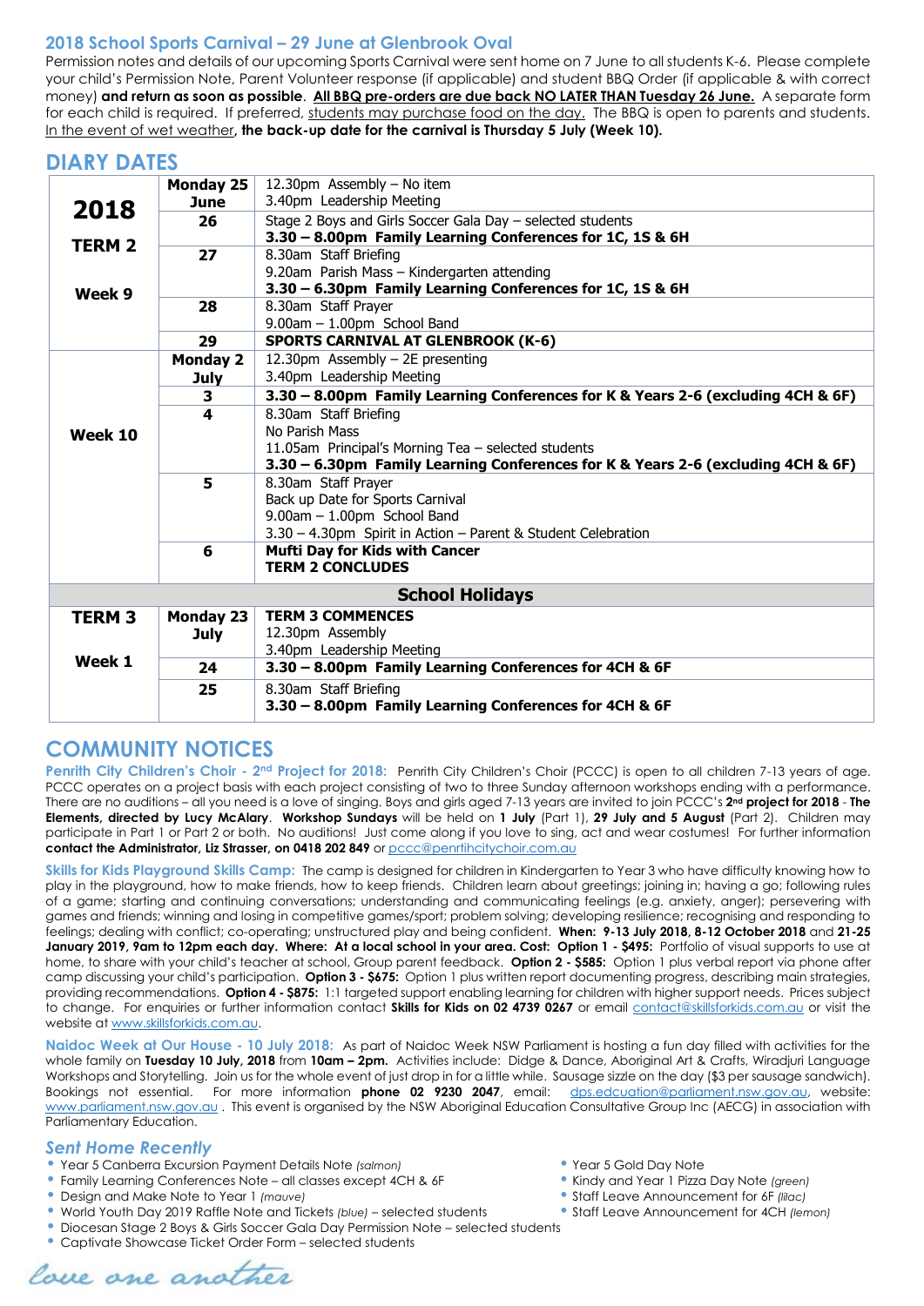## 2018 School Sports Carnival – 29 June at Glenbrook Oval

Permission notes and details of our upcoming Sports Carnival were sent home on 7 June to all students K-6. Please complete your child's Permission Note, Parent Volunteer response (if applicable) and student BBQ Order (if applicable & with correct money) **and return as soon as possible**. **All BBQ pre-orders are due back NO LATER THAN Tuesday 26 June.** A separate form for each child is required. If preferred, students may purchase food on the day. The BBQ is open to parents and students. In the event of wet weather, **the back-up date for the carnival is Thursday 5 July (Week 10).**

## DIARY DATES

| | | |
|---|---|---|
| **2018** **TERM 2** **Week 9** | **Monday 25 June** | 12.30pm Assembly – No item<br>3.40pm Leadership Meeting |
| | **26** | Stage 2 Boys and Girls Soccer Gala Day – selected students<br>**3.30 – 8.00pm Family Learning Conferences for 1C, 1S & 6H** |
| | **27** | 8.30am Staff Briefing<br>9.20am Parish Mass – Kindergarten attending<br>**3.30 – 6.30pm Family Learning Conferences for 1C, 1S & 6H** |
| | **28** | 8.30am Staff Prayer<br>9.00am – 1.00pm School Band |
| | **29** | **SPORTS CARNIVAL AT GLENBROOK (K-6)** |
| **Week 10** | **Monday 2 July** | 12.30pm Assembly – 2E presenting<br>3.40pm Leadership Meeting |
| | **3** | **3.30 – 8.00pm Family Learning Conferences for K & Years 2-6 (excluding 4CH & 6F)** |
| | **4** | 8.30am Staff Briefing<br>No Parish Mass<br>11.05am Principal's Morning Tea – selected students<br>**3.30 – 6.30pm Family Learning Conferences for K & Years 2-6 (excluding 4CH & 6F)** |
| | **5** | 8.30am Staff Prayer<br>Back up Date for Sports Carnival<br>9.00am – 1.00pm School Band<br>3.30 – 4.30pm Spirit in Action – Parent & Student Celebration |
| | **6** | **Mufti Day for Kids with Cancer**<br>**TERM 2 CONCLUDES** |
| **School Holidays** | | |
| **TERM 3** **Week 1** | **Monday 23 July** | **TERM 3 COMMENCES**<br>12.30pm Assembly<br>3.40pm Leadership Meeting |
| | **24** | **3.30 – 8.00pm Family Learning Conferences for 4CH & 6F** |
| | **25** | 8.30am Staff Briefing<br>**3.30 – 8.00pm Family Learning Conferences for 4CH & 6F** |

## COMMUNITY NOTICES

**Penrith City Children's Choir - 2nd Project for 2018:** Penrith City Children's Choir (PCCC) is open to all children 7-13 years of age. PCCC operates on a project basis with each project consisting of two to three Sunday afternoon workshops ending with a performance. There are no auditions – all you need is a love of singing. Boys and girls aged 7-13 years are invited to join PCCC's **2nd project for 2018 - The Elements, directed by Lucy McAlary**. **Workshop Sundays** will be held on **1 July** (Part 1), **29 July and 5 August** (Part 2). Children may participate in Part 1 or Part 2 or both. No auditions! Just come along if you love to sing, act and wear costumes! For further information **contact the Administrator, Liz Strasser, on 0418 202 849** or pccc@penrithcitychoir.com.au

**Skills for Kids Playground Skills Camp:** The camp is designed for children in Kindergarten to Year 3 who have difficulty knowing how to play in the playground, how to make friends, how to keep friends. Children learn about greetings; joining in; having a go; following rules of a game; starting and continuing conversations; understanding and communicating feelings (e.g. anxiety, anger); persevering with games and friends; winning and losing in competitive games/sport; problem solving; developing resilience; recognising and responding to feelings; dealing with conflict; co-operating; unstructured play and being confident. **When: 9-13 July 2018, 8-12 October 2018** and **21-25 January 2019, 9am to 12pm each day. Where: At a local school in your area. Cost: Option 1 - $495:** Portfolio of visual supports to use at home, to share with your child's teacher at school, Group parent feedback. **Option 2 - $585:** Option 1 plus verbal report via phone after camp discussing your child's participation. **Option 3 - $675:** Option 1 plus written report documenting progress, describing main strategies, providing recommendations. **Option 4 - $875:** 1:1 targeted support enabling learning for children with higher support needs. Prices subject to change. For enquiries or further information contact **Skills for Kids on 02 4739 0267** or email contact@skillsforkids.com.au or visit the website at www.skillsforkids.com.au.

**Naidoc Week at Our House - 10 July 2018:** As part of Naidoc Week NSW Parliament is hosting a fun day filled with activities for the whole family on **Tuesday 10 July, 2018** from **10am – 2pm.** Activities include: Didge & Dance, Aboriginal Art & Crafts, Wiradjuri Language Workshops and Storytelling. Join us for the whole event of just drop in for a little while. Sausage sizzle on the day ($3 per sausage sandwich). Bookings not essential. For more information **phone 02 9230 2047**, email: dps.edcuation@parliament.nsw.gov.au, website: www.parliament.nsw.gov.au . This event is organised by the NSW Aboriginal Education Consultative Group Inc (AECG) in association with Parliamentary Education.

### *Sent Home Recently*

- Year 5 Canberra Excursion Payment Details Note *(salmon)*
- Family Learning Conferences Note – all classes except 4CH & 6F
- Design and Make Note to Year 1 *(mauve)*
- World Youth Day 2019 Raffle Note and Tickets *(blue)* – selected students
- Diocesan Stage 2 Boys & Girls Soccer Gala Day Permission Note – selected students
- Captivate Showcase Ticket Order Form – selected students
- Year 5 Gold Day Note
- Kindy and Year 1 Pizza Day Note *(green)*
- Staff Leave Announcement for 6F *(lilac)*
- Staff Leave Announcement for 4CH *(lemon)*

*love one another*